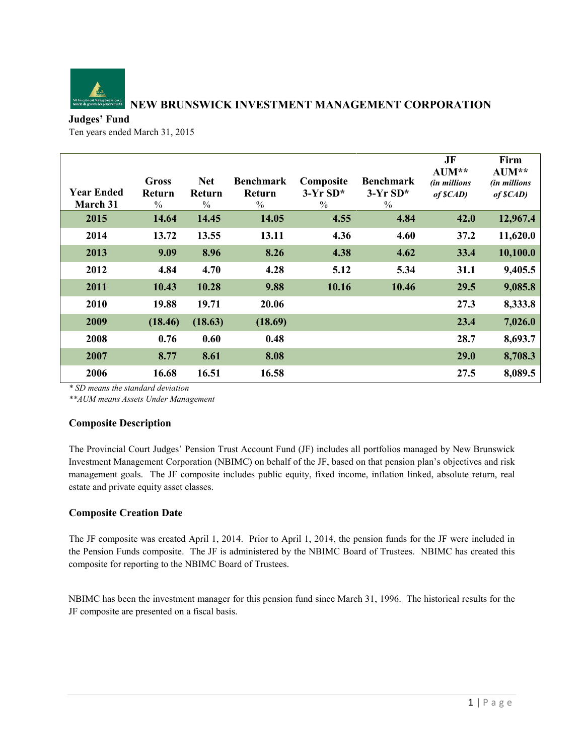# NEW BRUNSWICK INVESTMENT MANAGEMENT CORPORATION

**Judges' Fund**

Ten years ended March 31, 2015

| Year Ended March 31 | Gross Return % | Net Return % | Benchmark Return % | Composite 3-Yr SD* % | Benchmark 3-Yr SD* % | JF AUM** *(in millions of $CAD)* | Firm AUM** *(in millions of $CAD)* |
|---|---|---|---|---|---|---|---|
| 2015 | 14.64 | 14.45 | 14.05 | 4.55 | 4.84 | 42.0 | 12,967.4 |
| 2014 | 13.72 | 13.55 | 13.11 | 4.36 | 4.60 | 37.2 | 11,620.0 |
| 2013 | 9.09 | 8.96 | 8.26 | 4.38 | 4.62 | 33.4 | 10,100.0 |
| 2012 | 4.84 | 4.70 | 4.28 | 5.12 | 5.34 | 31.1 | 9,405.5 |
| 2011 | 10.43 | 10.28 | 9.88 | 10.16 | 10.46 | 29.5 | 9,085.8 |
| 2010 | 19.88 | 19.71 | 20.06 | | | 27.3 | 8,333.8 |
| 2009 | (18.46) | (18.63) | (18.69) | | | 23.4 | 7,026.0 |
| 2008 | 0.76 | 0.60 | 0.48 | | | 28.7 | 8,693.7 |
| 2007 | 8.77 | 8.61 | 8.08 | | | 29.0 | 8,708.3 |
| 2006 | 16.68 | 16.51 | 16.58 | | | 27.5 | 8,089.5 |

*\* SD means the standard deviation*

*\*\*AUM means Assets Under Management*

### Composite Description

The Provincial Court Judges' Pension Trust Account Fund (JF) includes all portfolios managed by New Brunswick Investment Management Corporation (NBIMC) on behalf of the JF, based on that pension plan's objectives and risk management goals. The JF composite includes public equity, fixed income, inflation linked, absolute return, real estate and private equity asset classes.

### Composite Creation Date

The JF composite was created April 1, 2014. Prior to April 1, 2014, the pension funds for the JF were included in the Pension Funds composite. The JF is administered by the NBIMC Board of Trustees. NBIMC has created this composite for reporting to the NBIMC Board of Trustees.

NBIMC has been the investment manager for this pension fund since March 31, 1996. The historical results for the JF composite are presented on a fiscal basis.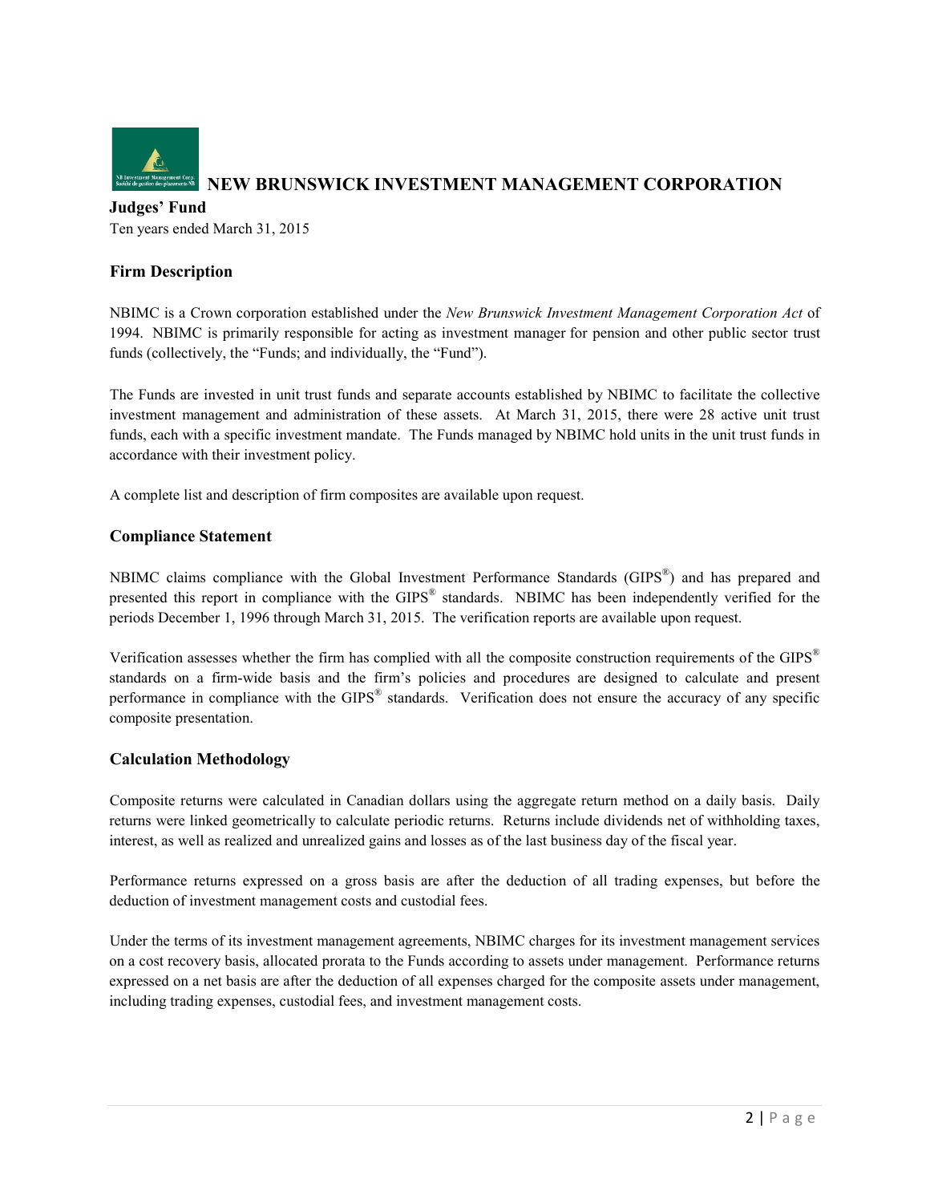**NEW BRUNSWICK INVESTMENT MANAGEMENT CORPORATION**

**Judges' Fund**

Ten years ended March 31, 2015

### Firm Description

NBIMC is a Crown corporation established under the *New Brunswick Investment Management Corporation Act* of 1994. NBIMC is primarily responsible for acting as investment manager for pension and other public sector trust funds (collectively, the "Funds; and individually, the "Fund").

The Funds are invested in unit trust funds and separate accounts established by NBIMC to facilitate the collective investment management and administration of these assets. At March 31, 2015, there were 28 active unit trust funds, each with a specific investment mandate. The Funds managed by NBIMC hold units in the unit trust funds in accordance with their investment policy.

A complete list and description of firm composites are available upon request.

### Compliance Statement

NBIMC claims compliance with the Global Investment Performance Standards (GIPS®) and has prepared and presented this report in compliance with the GIPS® standards. NBIMC has been independently verified for the periods December 1, 1996 through March 31, 2015. The verification reports are available upon request.

Verification assesses whether the firm has complied with all the composite construction requirements of the GIPS® standards on a firm-wide basis and the firm's policies and procedures are designed to calculate and present performance in compliance with the GIPS® standards. Verification does not ensure the accuracy of any specific composite presentation.

### Calculation Methodology

Composite returns were calculated in Canadian dollars using the aggregate return method on a daily basis. Daily returns were linked geometrically to calculate periodic returns. Returns include dividends net of withholding taxes, interest, as well as realized and unrealized gains and losses as of the last business day of the fiscal year.

Performance returns expressed on a gross basis are after the deduction of all trading expenses, but before the deduction of investment management costs and custodial fees.

Under the terms of its investment management agreements, NBIMC charges for its investment management services on a cost recovery basis, allocated prorata to the Funds according to assets under management. Performance returns expressed on a net basis are after the deduction of all expenses charged for the composite assets under management, including trading expenses, custodial fees, and investment management costs.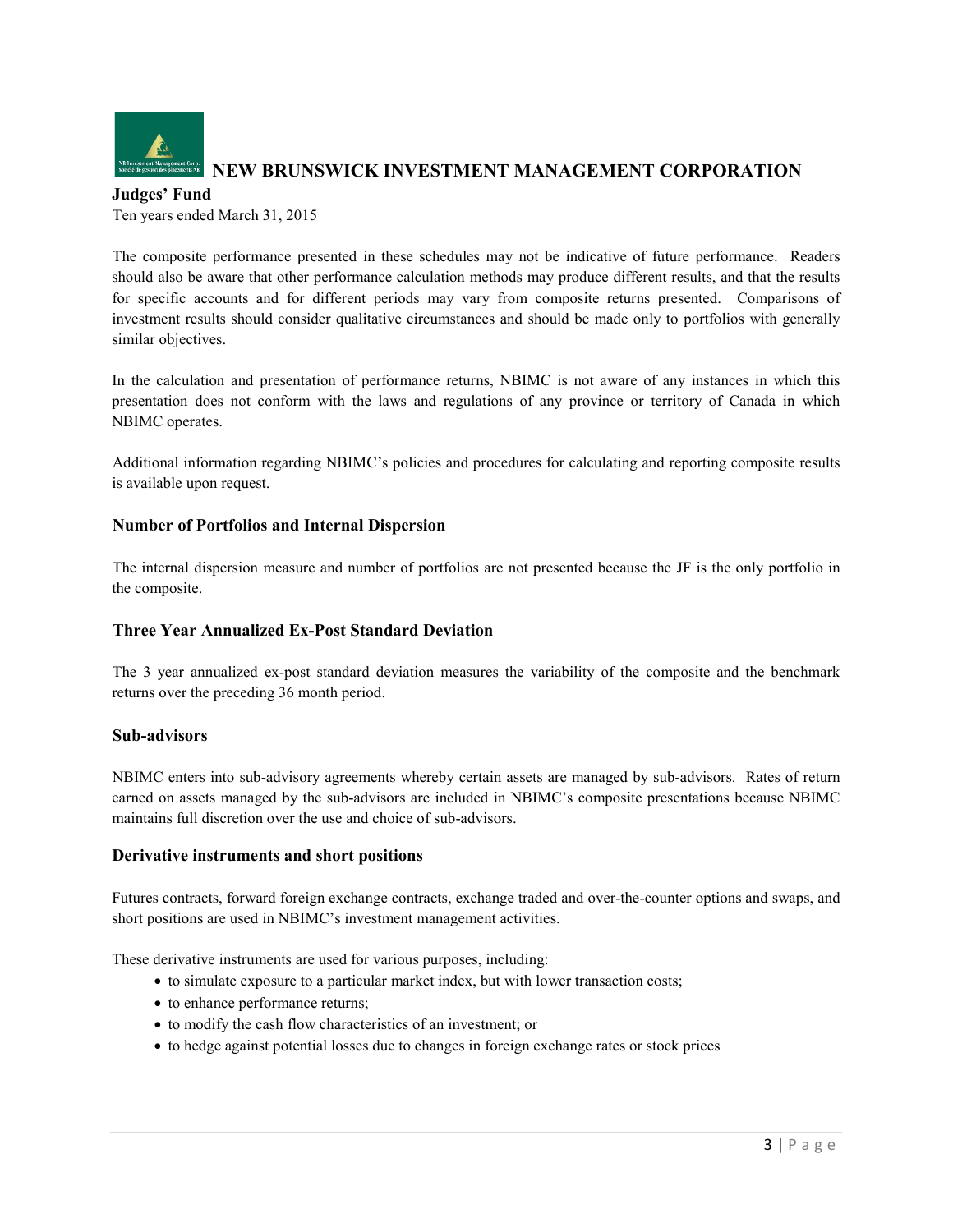**NEW BRUNSWICK INVESTMENT MANAGEMENT CORPORATION**

**Judges' Fund**

Ten years ended March 31, 2015

The composite performance presented in these schedules may not be indicative of future performance. Readers should also be aware that other performance calculation methods may produce different results, and that the results for specific accounts and for different periods may vary from composite returns presented. Comparisons of investment results should consider qualitative circumstances and should be made only to portfolios with generally similar objectives.

In the calculation and presentation of performance returns, NBIMC is not aware of any instances in which this presentation does not conform with the laws and regulations of any province or territory of Canada in which NBIMC operates.

Additional information regarding NBIMC's policies and procedures for calculating and reporting composite results is available upon request.

### Number of Portfolios and Internal Dispersion

The internal dispersion measure and number of portfolios are not presented because the JF is the only portfolio in the composite.

### Three Year Annualized Ex-Post Standard Deviation

The 3 year annualized ex-post standard deviation measures the variability of the composite and the benchmark returns over the preceding 36 month period.

### Sub-advisors

NBIMC enters into sub-advisory agreements whereby certain assets are managed by sub-advisors. Rates of return earned on assets managed by the sub-advisors are included in NBIMC's composite presentations because NBIMC maintains full discretion over the use and choice of sub-advisors.

### Derivative instruments and short positions

Futures contracts, forward foreign exchange contracts, exchange traded and over-the-counter options and swaps, and short positions are used in NBIMC's investment management activities.

These derivative instruments are used for various purposes, including:

- to simulate exposure to a particular market index, but with lower transaction costs;
- to enhance performance returns;
- to modify the cash flow characteristics of an investment; or
- to hedge against potential losses due to changes in foreign exchange rates or stock prices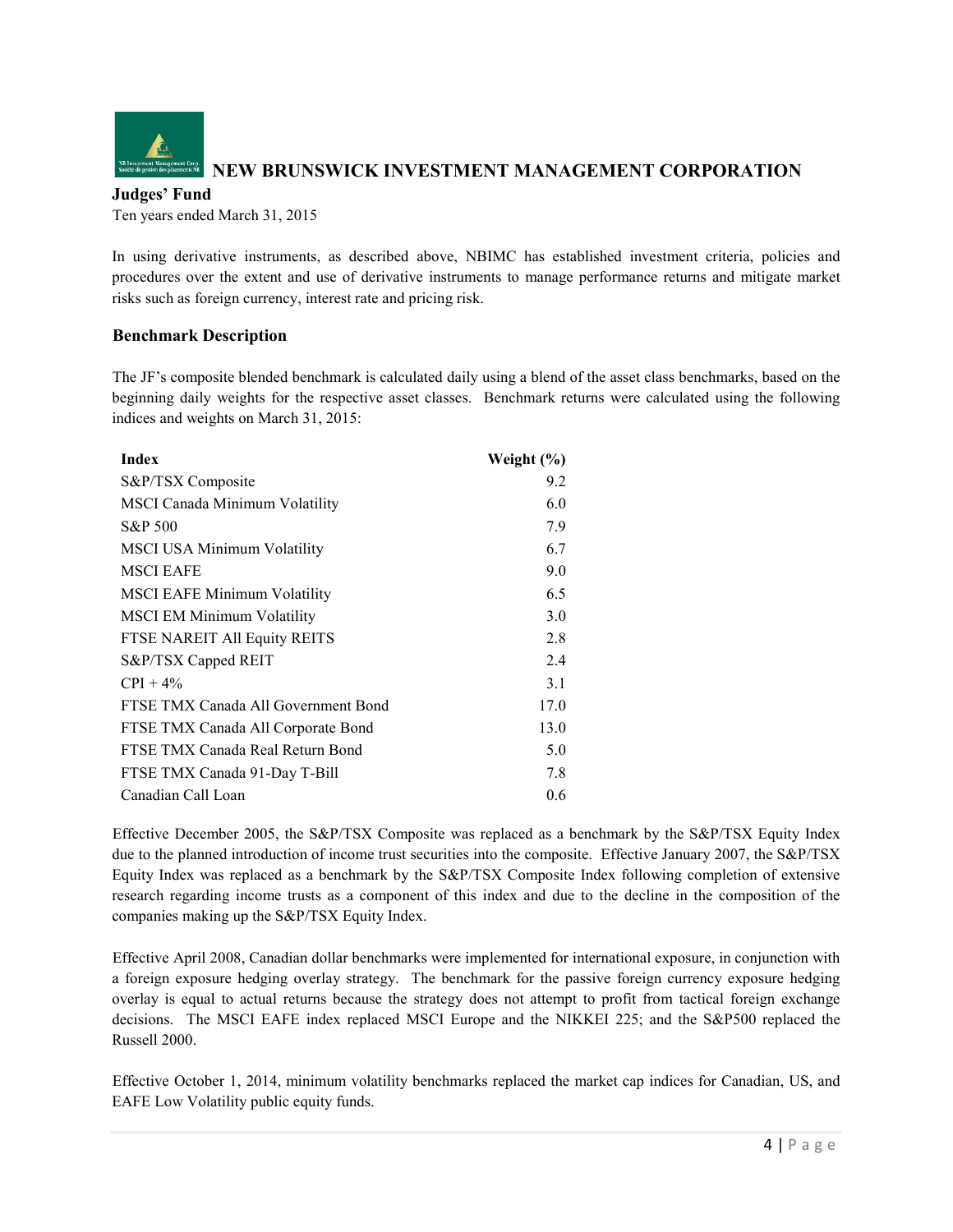# NEW BRUNSWICK INVESTMENT MANAGEMENT CORPORATION

**Judges' Fund**
Ten years ended March 31, 2015

In using derivative instruments, as described above, NBIMC has established investment criteria, policies and procedures over the extent and use of derivative instruments to manage performance returns and mitigate market risks such as foreign currency, interest rate and pricing risk.

## Benchmark Description

The JF's composite blended benchmark is calculated daily using a blend of the asset class benchmarks, based on the beginning daily weights for the respective asset classes. Benchmark returns were calculated using the following indices and weights on March 31, 2015:

| Index | Weight (%) |
|---|---|
| S&P/TSX Composite | 9.2 |
| MSCI Canada Minimum Volatility | 6.0 |
| S&P 500 | 7.9 |
| MSCI USA Minimum Volatility | 6.7 |
| MSCI EAFE | 9.0 |
| MSCI EAFE Minimum Volatility | 6.5 |
| MSCI EM Minimum Volatility | 3.0 |
| FTSE NAREIT All Equity REITS | 2.8 |
| S&P/TSX Capped REIT | 2.4 |
| CPI + 4% | 3.1 |
| FTSE TMX Canada All Government Bond | 17.0 |
| FTSE TMX Canada All Corporate Bond | 13.0 |
| FTSE TMX Canada Real Return Bond | 5.0 |
| FTSE TMX Canada 91-Day T-Bill | 7.8 |
| Canadian Call Loan | 0.6 |

Effective December 2005, the S&P/TSX Composite was replaced as a benchmark by the S&P/TSX Equity Index due to the planned introduction of income trust securities into the composite. Effective January 2007, the S&P/TSX Equity Index was replaced as a benchmark by the S&P/TSX Composite Index following completion of extensive research regarding income trusts as a component of this index and due to the decline in the composition of the companies making up the S&P/TSX Equity Index.

Effective April 2008, Canadian dollar benchmarks were implemented for international exposure, in conjunction with a foreign exposure hedging overlay strategy. The benchmark for the passive foreign currency exposure hedging overlay is equal to actual returns because the strategy does not attempt to profit from tactical foreign exchange decisions. The MSCI EAFE index replaced MSCI Europe and the NIKKEI 225; and the S&P500 replaced the Russell 2000.

Effective October 1, 2014, minimum volatility benchmarks replaced the market cap indices for Canadian, US, and EAFE Low Volatility public equity funds.